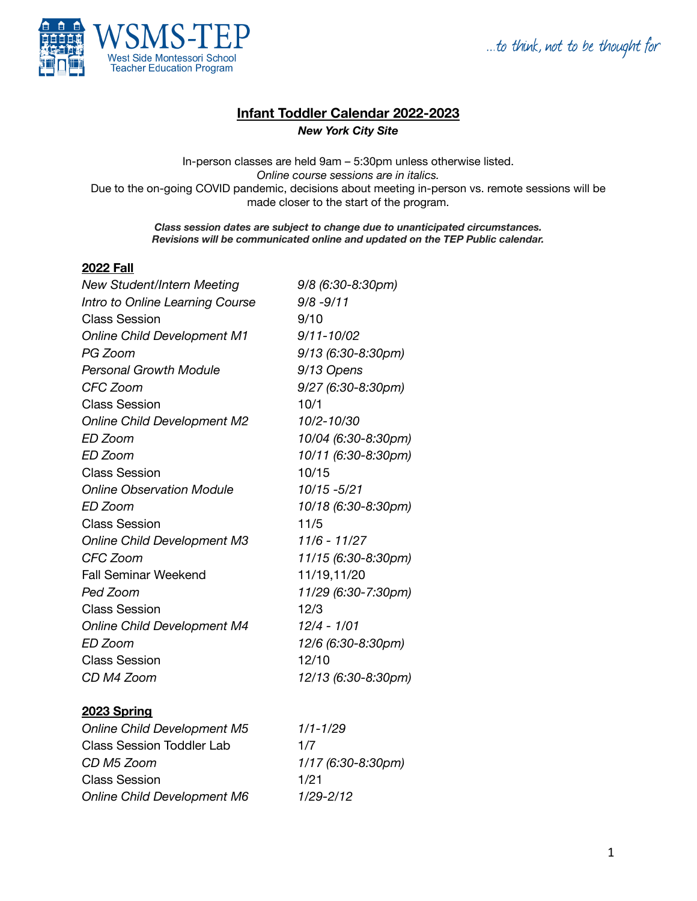WSMS-TEP
West Side Montessori School
Teacher Education Program

*...to think, not to be thought for*

# Infant Toddler Calendar 2022-2023

***New York City Site***

In-person classes are held 9am – 5:30pm unless otherwise listed.
*Online course sessions are in italics.*
Due to the on-going COVID pandemic, decisions about meeting in-person vs. remote sessions will be made closer to the start of the program.

***Class session dates are subject to change due to unanticipated circumstances. Revisions will be communicated online and updated on the TEP Public calendar.***

## 2022 Fall

| | |
|---|---|
| *New Student/Intern Meeting* | *9/8 (6:30-8:30pm)* |
| *Intro to Online Learning Course* | *9/8 -9/11* |
| Class Session | 9/10 |
| *Online Child Development M1* | *9/11-10/02* |
| *PG Zoom* | *9/13 (6:30-8:30pm)* |
| *Personal Growth Module* | *9/13 Opens* |
| *CFC Zoom* | *9/27 (6:30-8:30pm)* |
| Class Session | 10/1 |
| *Online Child Development M2* | *10/2-10/30* |
| *ED Zoom* | *10/04 (6:30-8:30pm)* |
| *ED Zoom* | *10/11 (6:30-8:30pm)* |
| Class Session | 10/15 |
| *Online Observation Module* | *10/15 -5/21* |
| *ED Zoom* | *10/18 (6:30-8:30pm)* |
| Class Session | 11/5 |
| *Online Child Development M3* | *11/6 - 11/27* |
| *CFC Zoom* | *11/15 (6:30-8:30pm)* |
| Fall Seminar Weekend | 11/19,11/20 |
| *Ped Zoom* | *11/29 (6:30-7:30pm)* |
| Class Session | 12/3 |
| *Online Child Development M4* | *12/4 - 1/01* |
| *ED Zoom* | *12/6 (6:30-8:30pm)* |
| Class Session | 12/10 |
| *CD M4 Zoom* | *12/13 (6:30-8:30pm)* |

## 2023 Spring

| | |
|---|---|
| *Online Child Development M5* | *1/1-1/29* |
| Class Session Toddler Lab | 1/7 |
| *CD M5 Zoom* | *1/17 (6:30-8:30pm)* |
| Class Session | 1/21 |
| *Online Child Development M6* | *1/29-2/12* |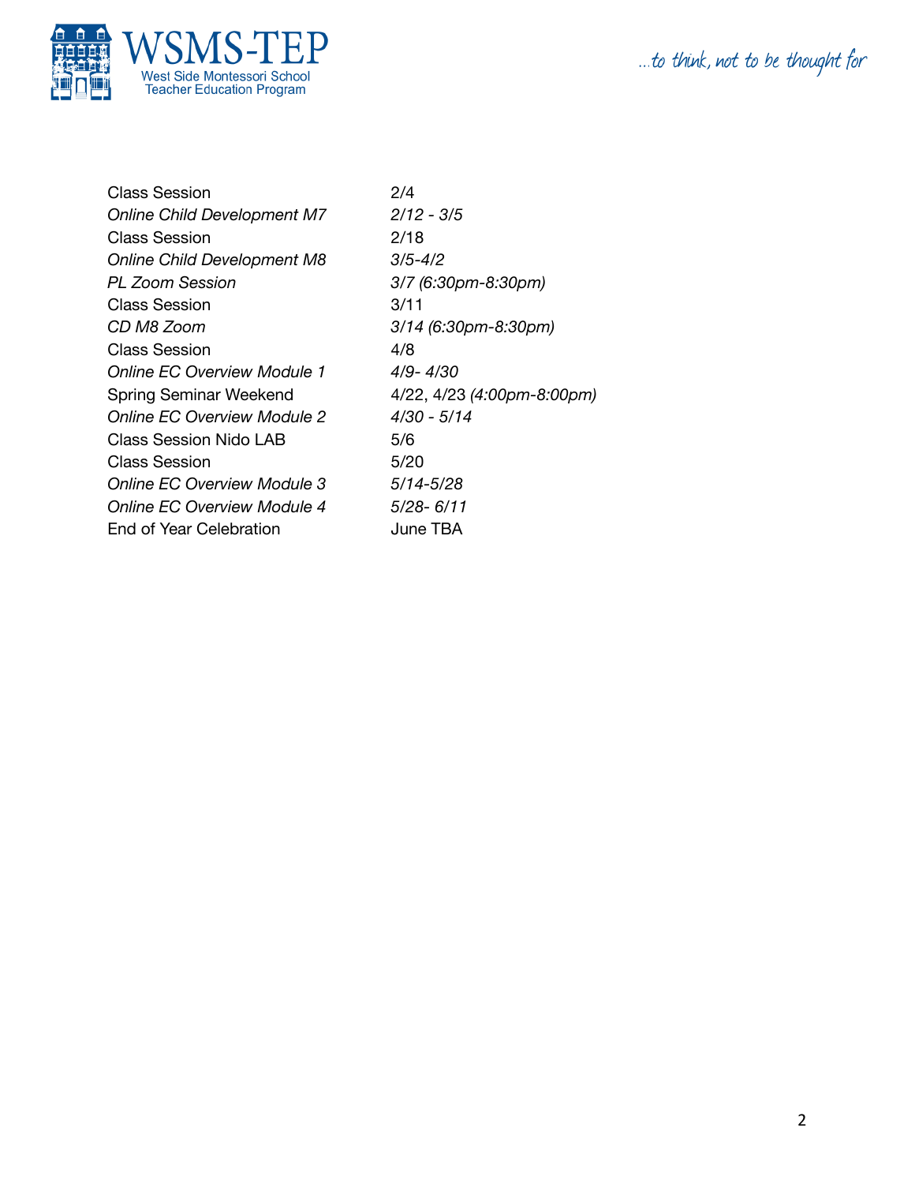| | |
|---|---|
| Class Session | 2/4 |
| *Online Child Development M7* | *2/12 - 3/5* |
| Class Session | 2/18 |
| *Online Child Development M8* | *3/5-4/2* |
| *PL Zoom Session* | *3/7 (6:30pm-8:30pm)* |
| Class Session | 3/11 |
| *CD M8 Zoom* | *3/14 (6:30pm-8:30pm)* |
| Class Session | 4/8 |
| *Online EC Overview Module 1* | *4/9- 4/30* |
| Spring Seminar Weekend | 4/22, 4/23 *(4:00pm-8:00pm)* |
| *Online EC Overview Module 2* | *4/30 - 5/14* |
| Class Session Nido LAB | 5/6 |
| Class Session | 5/20 |
| *Online EC Overview Module 3* | *5/14-5/28* |
| *Online EC Overview Module 4* | *5/28- 6/11* |
| End of Year Celebration | June TBA |